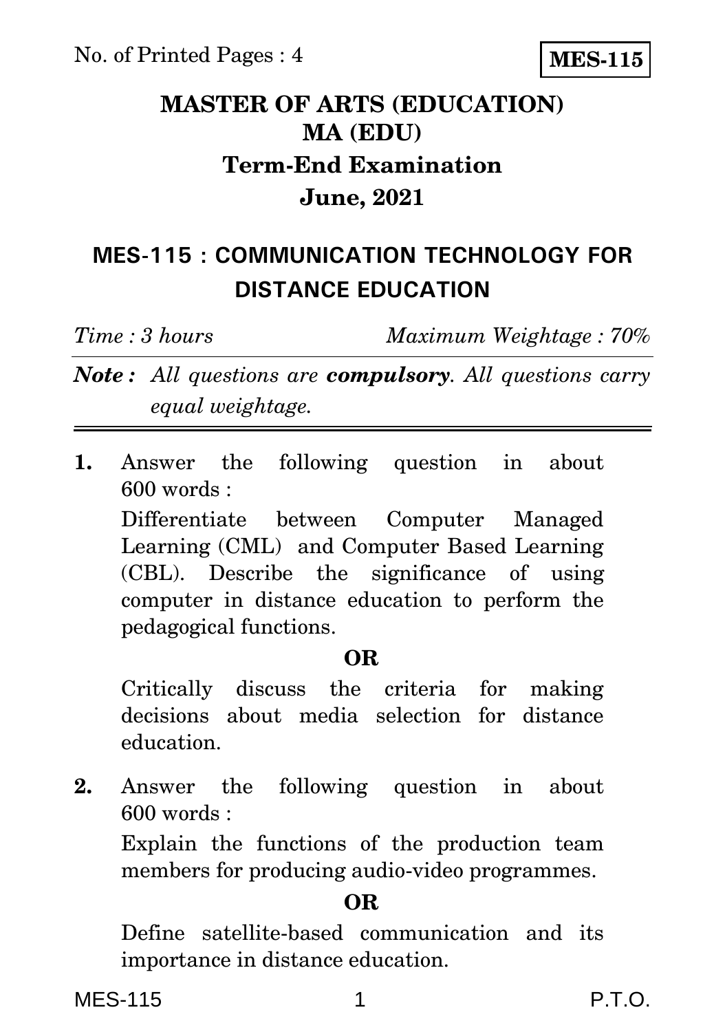No. of Printed Pages : 4

**MES-115**

# MASTER OF ARTS (EDUCATION)
# MA (EDU)
## Term-End Examination
## June, 2021

## MES-115 : COMMUNICATION TECHNOLOGY FOR DISTANCE EDUCATION

*Time : 3 hours* *Maximum Weightage : 70%*

***Note :*** *All questions are* ***compulsory****. All questions carry equal weightage.*

---

**1.** Answer the following question in about 600 words :

Differentiate between Computer Managed Learning (CML) and Computer Based Learning (CBL). Describe the significance of using computer in distance education to perform the pedagogical functions.

**OR**

Critically discuss the criteria for making decisions about media selection for distance education.

**2.** Answer the following question in about 600 words :

Explain the functions of the production team members for producing audio-video programmes.

**OR**

Define satellite-based communication and its importance in distance education.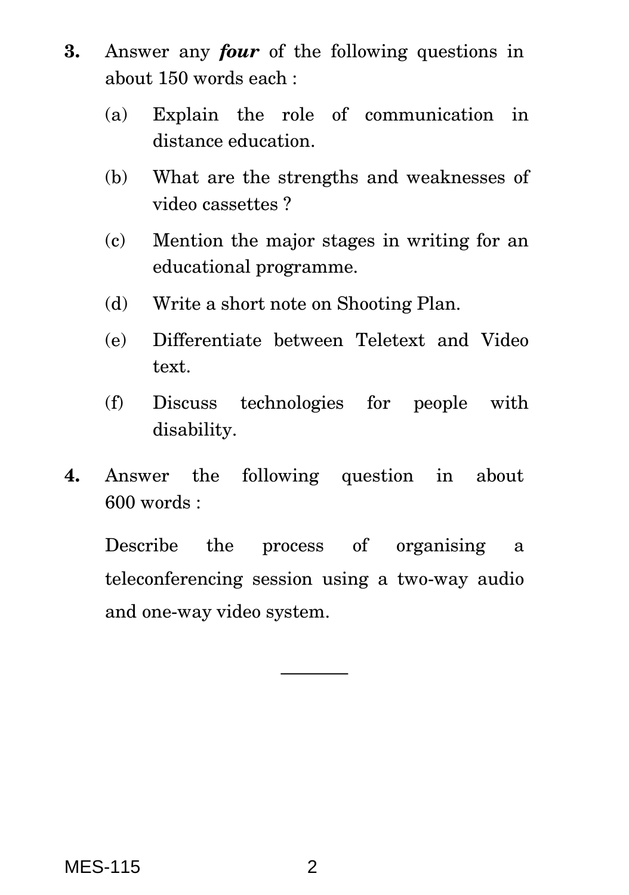**3.** Answer any ***four*** of the following questions in about 150 words each :

(a) Explain the role of communication in distance education.

(b) What are the strengths and weaknesses of video cassettes ?

(c) Mention the major stages in writing for an educational programme.

(d) Write a short note on Shooting Plan.

(e) Differentiate between Teletext and Video text.

(f) Discuss technologies for people with disability.

**4.** Answer the following question in about 600 words :

Describe the process of organising a teleconferencing session using a two-way audio and one-way video system.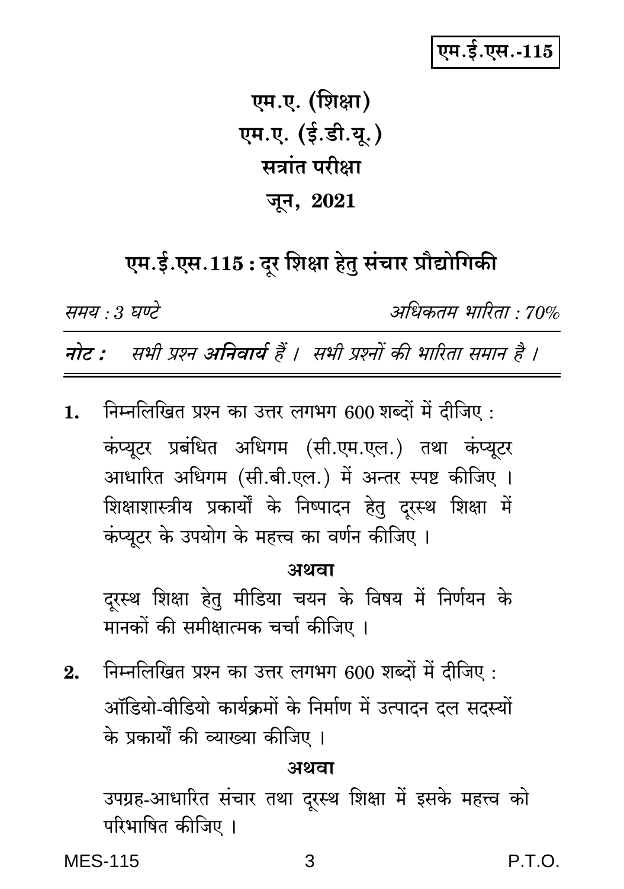एम.ई.एस.-115

# एम.ए. (शिक्षा)
# एम.ए. (ई.डी.यू.)
# सत्रांत परीक्षा
# जून, 2021

## एम.ई.एस.115 : दूर शिक्षा हेतु संचार प्रौद्योगिकी

*समय : 3 घण्टे* *अधिकतम भारिता : 70%*

***नोट :*** *सभी प्रश्न **अनिवार्य** हैं । सभी प्रश्नों की भारिता समान है ।*

**1.** निम्नलिखित प्रश्न का उत्तर लगभग 600 शब्दों में दीजिए :

कंप्यूटर प्रबंधित अधिगम (सी.एम.एल.) तथा कंप्यूटर आधारित अधिगम (सी.बी.एल.) में अन्तर स्पष्ट कीजिए । शिक्षाशास्त्रीय प्रकार्यों के निष्पादन हेतु दूरस्थ शिक्षा में कंप्यूटर के उपयोग के महत्त्व का वर्णन कीजिए ।

**अथवा**

दूरस्थ शिक्षा हेतु मीडिया चयन के विषय में निर्णयन के मानकों की समीक्षात्मक चर्चा कीजिए ।

**2.** निम्नलिखित प्रश्न का उत्तर लगभग 600 शब्दों में दीजिए :

ऑडियो-वीडियो कार्यक्रमों के निर्माण में उत्पादन दल सदस्यों के प्रकार्यों की व्याख्या कीजिए ।

**अथवा**

उपग्रह-आधारित संचार तथा दूरस्थ शिक्षा में इसके महत्त्व को परिभाषित कीजिए ।

P.T.O.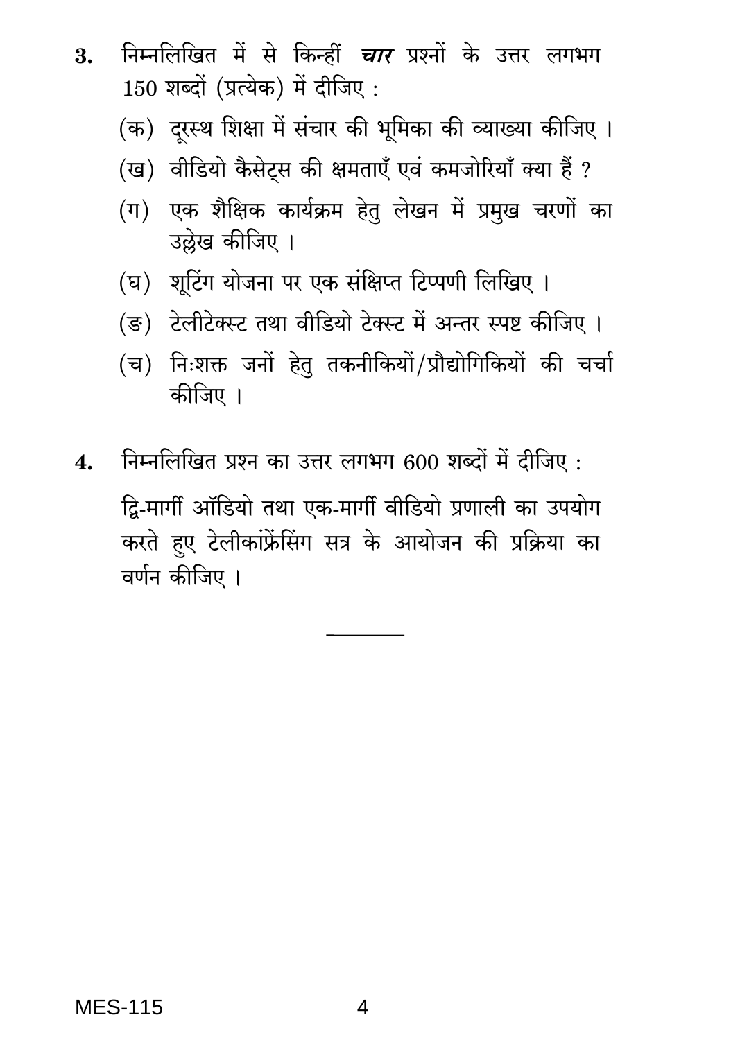**3.** निम्नलिखित में से किन्हीं ***चार*** प्रश्नों के उत्तर लगभग 150 शब्दों (प्रत्येक) में दीजिए :

(क) दूरस्थ शिक्षा में संचार की भूमिका की व्याख्या कीजिए ।

(ख) वीडियो कैसेट्स की क्षमताएँ एवं कमजोरियाँ क्या हैं ?

(ग) एक शैक्षिक कार्यक्रम हेतु लेखन में प्रमुख चरणों का उल्लेख कीजिए ।

(घ) शूटिंग योजना पर एक संक्षिप्त टिप्पणी लिखिए ।

(ङ) टेलीटेक्स्ट तथा वीडियो टेक्स्ट में अन्तर स्पष्ट कीजिए ।

(च) निःशक्त जनों हेतु तकनीकियों/प्रौद्योगिकियों की चर्चा कीजिए ।

**4.** निम्नलिखित प्रश्न का उत्तर लगभग 600 शब्दों में दीजिए :

द्वि-मार्गी ऑडियो तथा एक-मार्गी वीडियो प्रणाली का उपयोग करते हुए टेलीकांफ्रेंसिंग सत्र के आयोजन की प्रक्रिया का वर्णन कीजिए ।